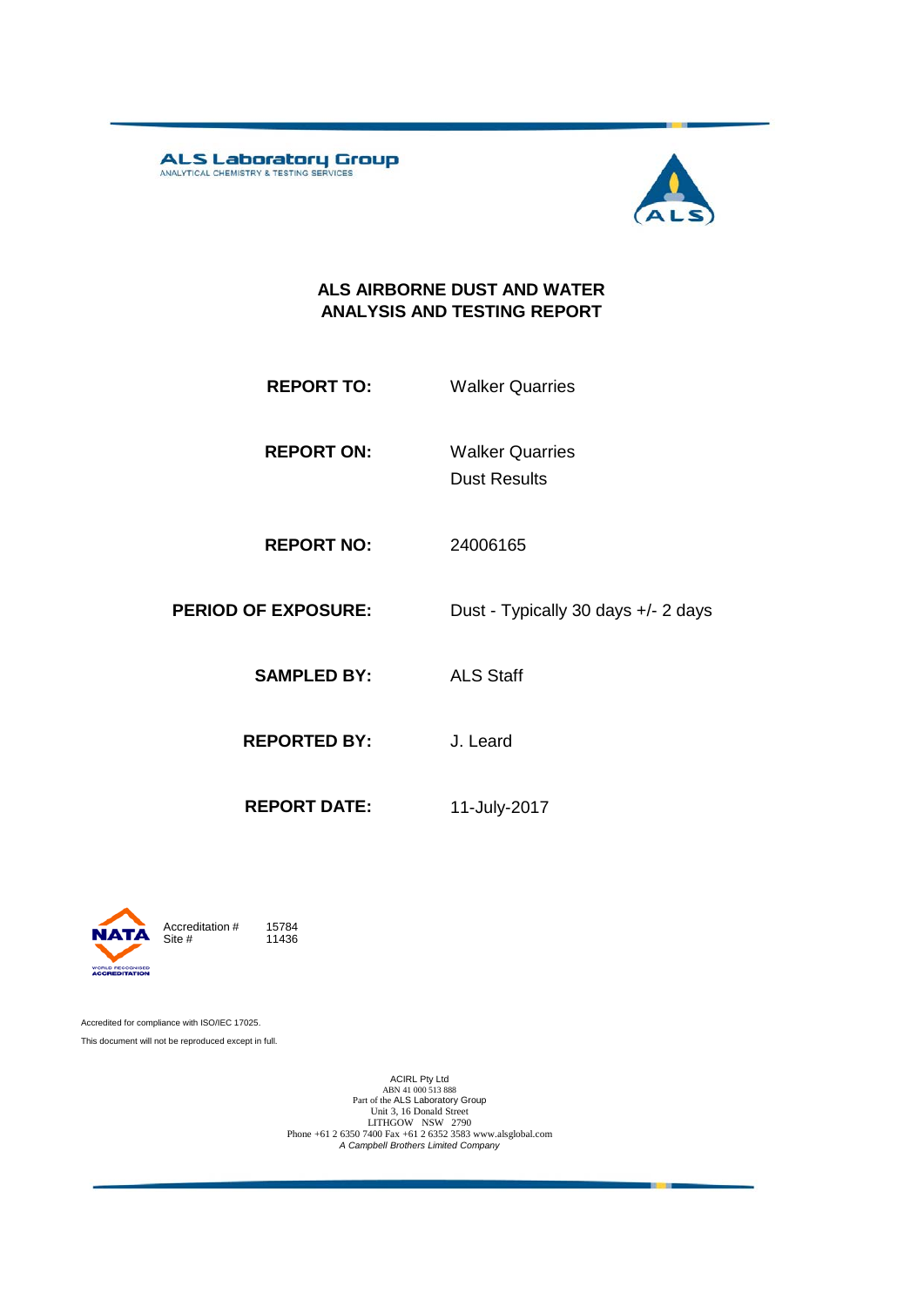ALS Laboratory Group
ANALYTICAL CHEMISTRY & TESTING SERVICES

# ALS AIRBORNE DUST AND WATER ANALYSIS AND TESTING REPORT

**REPORT TO:** Walker Quarries

**REPORT ON:** Walker Quarries
Dust Results

**REPORT NO:** 24006165

**PERIOD OF EXPOSURE:** Dust - Typically 30 days +/- 2 days

**SAMPLED BY:** ALS Staff

**REPORTED BY:** J. Leard

**REPORT DATE:** 11-July-2017

Accreditation # 15784
Site # 11436

Accredited for compliance with ISO/IEC 17025.
This document will not be reproduced except in full.

ACIRL Pty Ltd
ABN 41 000 513 888
Part of the ALS Laboratory Group
Unit 3, 16 Donald Street
LITHGOW NSW 2790
Phone +61 2 6350 7400 Fax +61 2 6352 3583 www.alsglobal.com
*A Campbell Brothers Limited Company*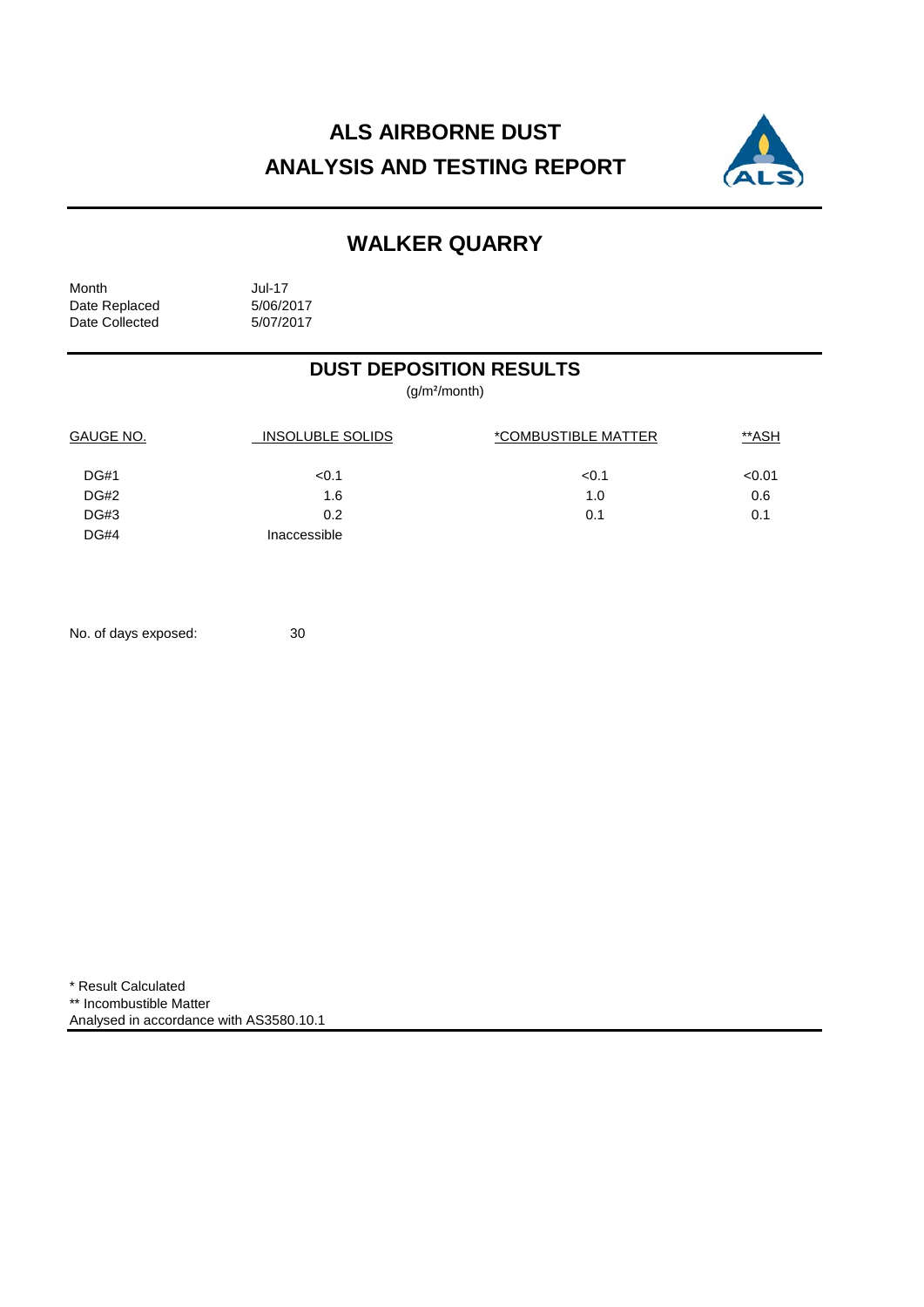# ALS AIRBORNE DUST
# ANALYSIS AND TESTING REPORT

## WALKER QUARRY

| | |
|---|---|
| Month | Jul-17 |
| Date Replaced | 5/06/2017 |
| Date Collected | 5/07/2017 |

## DUST DEPOSITION RESULTS

($g/m^2$/month)

| GAUGE NO. | INSOLUBLE SOLIDS | *COMBUSTIBLE MATTER | **ASH |
|---|---|---|---|
| DG#1 | <0.1 | <0.1 | <0.01 |
| DG#2 | 1.6 | 1.0 | 0.6 |
| DG#3 | 0.2 | 0.1 | 0.1 |
| DG#4 | Inaccessible | | |

No. of days exposed: 30

\* Result Calculated
\*\* Incombustible Matter
Analysed in accordance with AS3580.10.1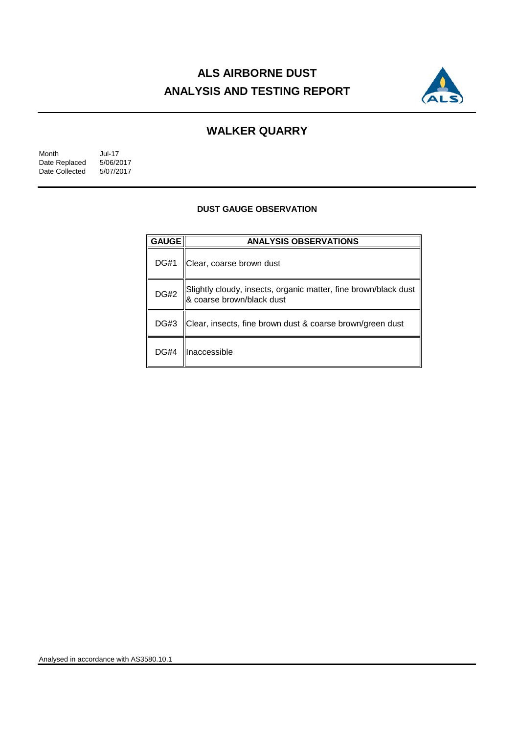# ALS AIRBORNE DUST
# ANALYSIS AND TESTING REPORT

## WALKER QUARRY

Month Jul-17
Date Replaced 5/06/2017
Date Collected 5/07/2017

### DUST GAUGE OBSERVATION

| GAUGE | ANALYSIS OBSERVATIONS |
|---|---|
| DG#1 | Clear, coarse brown dust |
| DG#2 | Slightly cloudy, insects, organic matter, fine brown/black dust & coarse brown/black dust |
| DG#3 | Clear, insects, fine brown dust & coarse brown/green dust |
| DG#4 | Inaccessible |

Analysed in accordance with AS3580.10.1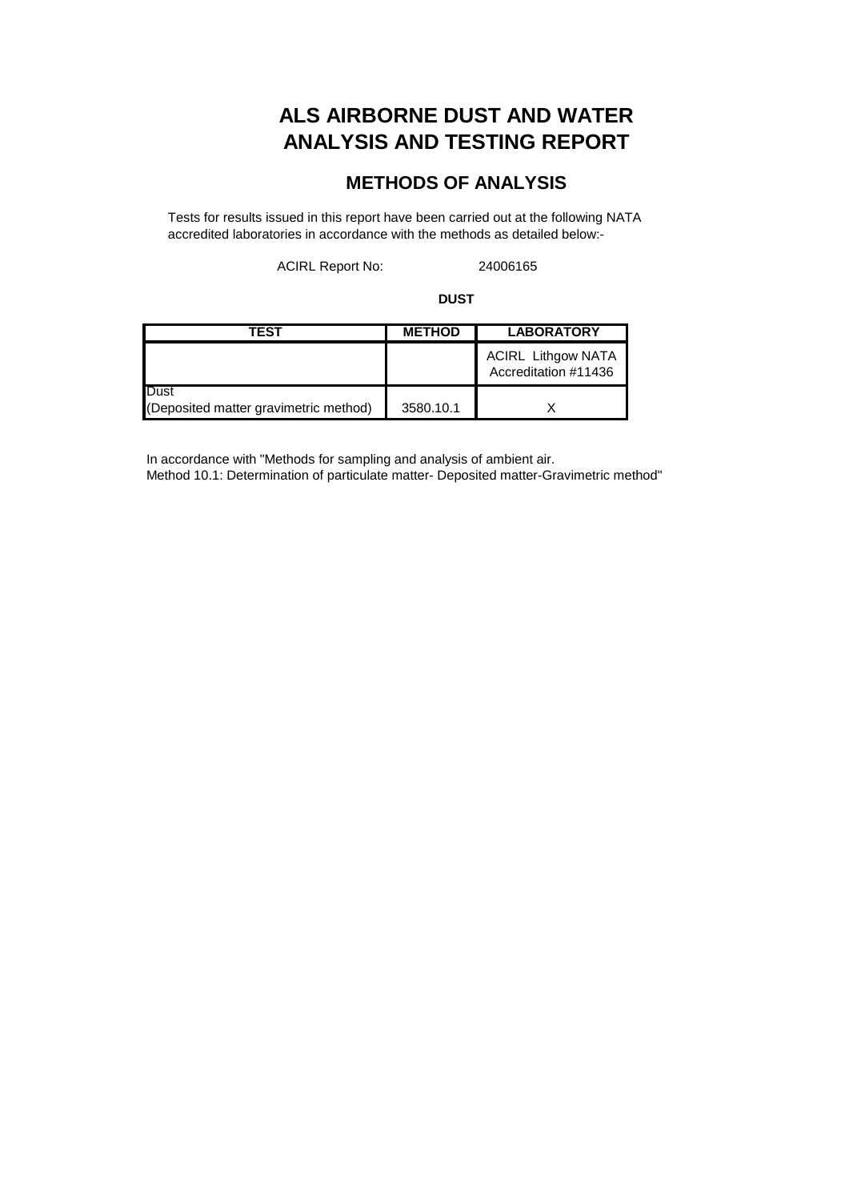# ALS AIRBORNE DUST AND WATER ANALYSIS AND TESTING REPORT

## METHODS OF ANALYSIS

Tests for results issued in this report have been carried out at the following NATA accredited laboratories in accordance with the methods as detailed below:-

ACIRL Report No: 24006165

**DUST**

| TEST | METHOD | LABORATORY |
|---|---|---|
| | | ACIRL Lithgow NATA Accreditation #11436 |
| Dust (Deposited matter gravimetric method) | 3580.10.1 | X |

In accordance with "Methods for sampling and analysis of ambient air.
Method 10.1: Determination of particulate matter- Deposited matter-Gravimetric method"